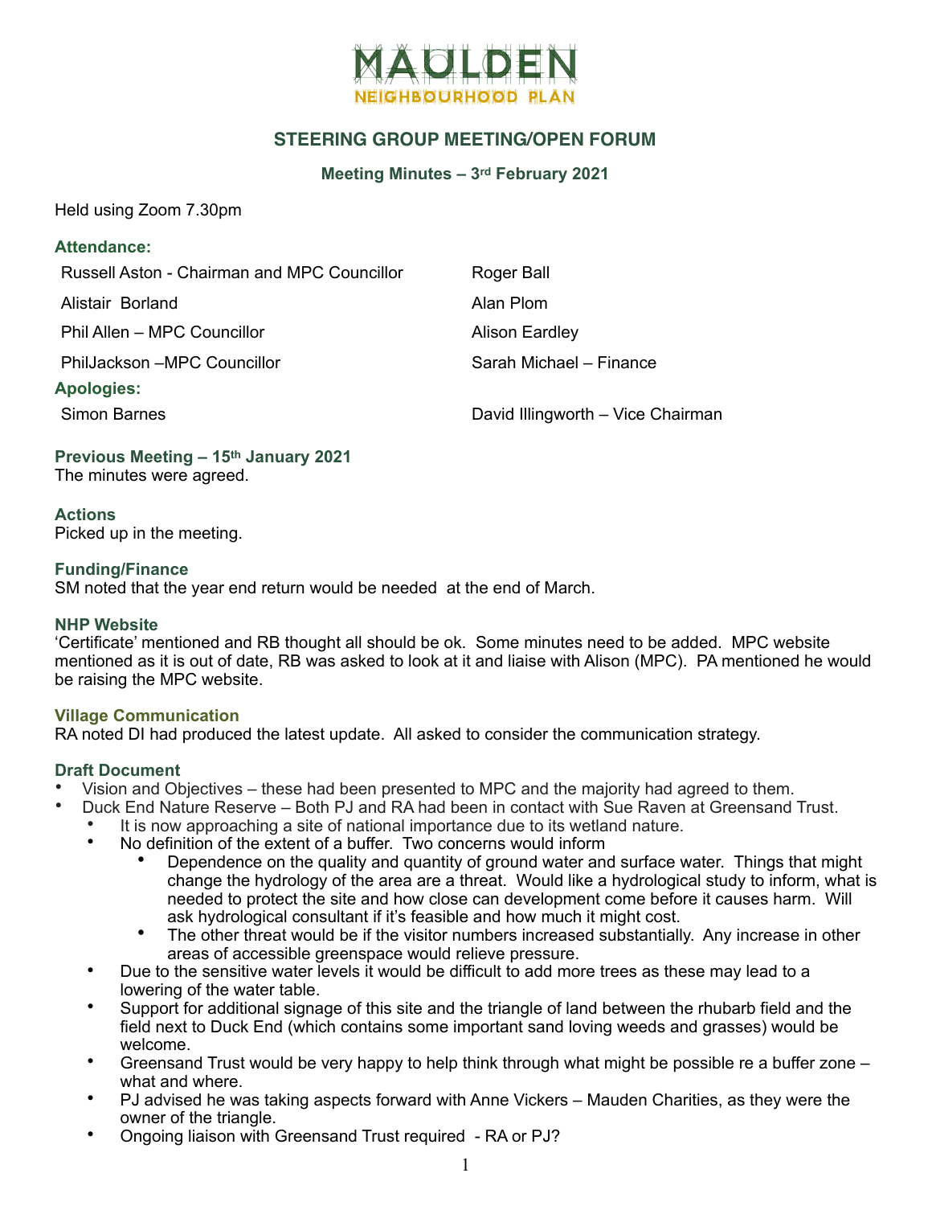# MAULDEN
## NEIGHBOURHOOD PLAN

## STEERING GROUP MEETING/OPEN FORUM

### Meeting Minutes – 3rd February 2021

Held using Zoom 7.30pm

**Attendance:**

| | |
|---|---|
| Russell Aston - Chairman and MPC Councillor | Roger Ball |
| Alistair Borland | Alan Plom |
| Phil Allen – MPC Councillor | Alison Eardley |
| PhilJackson –MPC Councillor | Sarah Michael – Finance |

**Apologies:**

| | |
|---|---|
| Simon Barnes | David Illingworth – Vice Chairman |

**Previous Meeting – 15th January 2021**

The minutes were agreed.

**Actions**

Picked up in the meeting.

**Funding/Finance**

SM noted that the year end return would be needed at the end of March.

**NHP Website**

'Certificate' mentioned and RB thought all should be ok. Some minutes need to be added. MPC website mentioned as it is out of date, RB was asked to look at it and liaise with Alison (MPC). PA mentioned he would be raising the MPC website.

**Village Communication**

RA noted DI had produced the latest update. All asked to consider the communication strategy.

**Draft Document**

- Vision and Objectives – these had been presented to MPC and the majority had agreed to them.
- Duck End Nature Reserve – Both PJ and RA had been in contact with Sue Raven at Greensand Trust.
  - It is now approaching a site of national importance due to its wetland nature.
  - No definition of the extent of a buffer. Two concerns would inform
    - Dependence on the quality and quantity of ground water and surface water. Things that might change the hydrology of the area are a threat. Would like a hydrological study to inform, what is needed to protect the site and how close can development come before it causes harm. Will ask hydrological consultant if it's feasible and how much it might cost.
    - The other threat would be if the visitor numbers increased substantially. Any increase in other areas of accessible greenspace would relieve pressure.
  - Due to the sensitive water levels it would be difficult to add more trees as these may lead to a lowering of the water table.
  - Support for additional signage of this site and the triangle of land between the rhubarb field and the field next to Duck End (which contains some important sand loving weeds and grasses) would be welcome.
  - Greensand Trust would be very happy to help think through what might be possible re a buffer zone – what and where.
  - PJ advised he was taking aspects forward with Anne Vickers – Mauden Charities, as they were the owner of the triangle.
  - Ongoing liaison with Greensand Trust required - RA or PJ?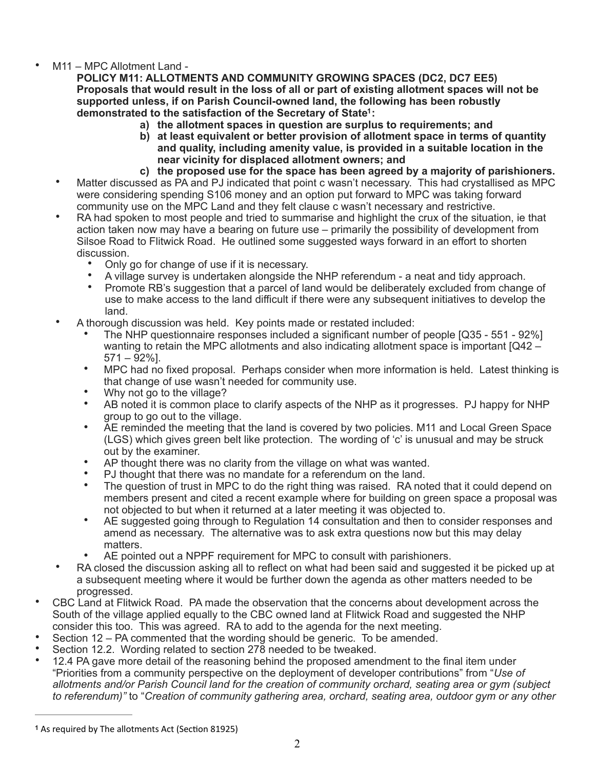- M11 – MPC Allotment Land -

  **POLICY M11: ALLOTMENTS AND COMMUNITY GROWING SPACES (DC2, DC7 EE5) Proposals that would result in the loss of all or part of existing allotment spaces will not be supported unless, if on Parish Council-owned land, the following has been robustly demonstrated to the satisfaction of the Secretary of State[1]:**

  **a) the allotment spaces in question are surplus to requirements; and**

  **b) at least equivalent or better provision of allotment space in terms of quantity and quality, including amenity value, is provided in a suitable location in the near vicinity for displaced allotment owners; and**

  **c) the proposed use for the space has been agreed by a majority of parishioners.**

  - Matter discussed as PA and PJ indicated that point c wasn't necessary. This had crystallised as MPC were considering spending S106 money and an option put forward to MPC was taking forward community use on the MPC Land and they felt clause c wasn't necessary and restrictive.
  - RA had spoken to most people and tried to summarise and highlight the crux of the situation, ie that action taken now may have a bearing on future use – primarily the possibility of development from Silsoe Road to Flitwick Road. He outlined some suggested ways forward in an effort to shorten discussion.
    - Only go for change of use if it is necessary.
    - A village survey is undertaken alongside the NHP referendum - a neat and tidy approach.
    - Promote RB's suggestion that a parcel of land would be deliberately excluded from change of use to make access to the land difficult if there were any subsequent initiatives to develop the land.
  - A thorough discussion was held. Key points made or restated included:
    - The NHP questionnaire responses included a significant number of people [Q35 - 551 - 92%] wanting to retain the MPC allotments and also indicating allotment space is important [Q42 – 571 – 92%].
    - MPC had no fixed proposal. Perhaps consider when more information is held. Latest thinking is that change of use wasn't needed for community use.
    - Why not go to the village?
    - AB noted it is common place to clarify aspects of the NHP as it progresses. PJ happy for NHP group to go out to the village.
    - AE reminded the meeting that the land is covered by two policies. M11 and Local Green Space (LGS) which gives green belt like protection. The wording of 'c' is unusual and may be struck out by the examiner.
    - AP thought there was no clarity from the village on what was wanted.
    - PJ thought that there was no mandate for a referendum on the land.
    - The question of trust in MPC to do the right thing was raised. RA noted that it could depend on members present and cited a recent example where for building on green space a proposal was not objected to but when it returned at a later meeting it was objected to.
    - AE suggested going through to Regulation 14 consultation and then to consider responses and amend as necessary. The alternative was to ask extra questions now but this may delay matters.
    - AE pointed out a NPPF requirement for MPC to consult with parishioners.
  - RA closed the discussion asking all to reflect on what had been said and suggested it be picked up at a subsequent meeting where it would be further down the agenda as other matters needed to be progressed.
- CBC Land at Flitwick Road. PA made the observation that the concerns about development across the South of the village applied equally to the CBC owned land at Flitwick Road and suggested the NHP consider this too. This was agreed. RA to add to the agenda for the next meeting.
- Section 12 – PA commented that the wording should be generic. To be amended.
- Section 12.2. Wording related to section 278 needed to be tweaked.
- 12.4 PA gave more detail of the reasoning behind the proposed amendment to the final item under "Priorities from a community perspective on the deployment of developer contributions" from "*Use of allotments and/or Parish Council land for the creation of community orchard, seating area or gym (subject to referendum)*" to "*Creation of community gathering area, orchard, seating area, outdoor gym or any other*

---

[1] As required by The allotments Act (Section 81925)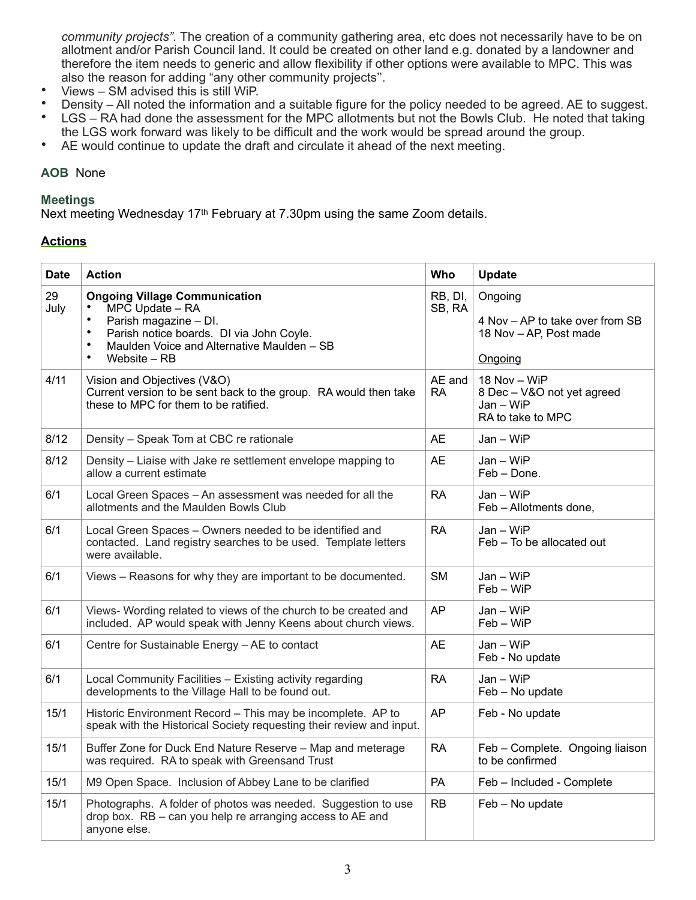*community projects".* The creation of a community gathering area, etc does not necessarily have to be on allotment and/or Parish Council land. It could be created on other land e.g. donated by a landowner and therefore the item needs to generic and allow flexibility if other options were available to MPC. This was also the reason for adding "any other community projects''.

- Views – SM advised this is still WiP.
- Density – All noted the information and a suitable figure for the policy needed to be agreed. AE to suggest.
- LGS – RA had done the assessment for the MPC allotments but not the Bowls Club. He noted that taking the LGS work forward was likely to be difficult and the work would be spread around the group.
- AE would continue to update the draft and circulate it ahead of the next meeting.

**AOB** None

**Meetings**

Next meeting Wednesday 17th February at 7.30pm using the same Zoom details.

**Actions**

| Date | Action | Who | Update |
|---|---|---|---|
| 29 July | **Ongoing Village Communication**<br>• MPC Update – RA<br>• Parish magazine – DI.<br>• Parish notice boards. DI via John Coyle.<br>• Maulden Voice and Alternative Maulden – SB<br>• Website – RB | RB, DI, SB, RA | Ongoing<br><br>4 Nov – AP to take over from SB<br>18 Nov – AP, Post made<br><br>Ongoing |
| 4/11 | Vision and Objectives (V&O)<br>Current version to be sent back to the group. RA would then take these to MPC for them to be ratified. | AE and RA | 18 Nov – WiP<br>8 Dec – V&O not yet agreed<br>Jan – WiP<br>RA to take to MPC |
| 8/12 | Density – Speak Tom at CBC re rationale | AE | Jan – WiP |
| 8/12 | Density – Liaise with Jake re settlement envelope mapping to allow a current estimate | AE | Jan – WiP<br>Feb – Done. |
| 6/1 | Local Green Spaces – An assessment was needed for all the allotments and the Maulden Bowls Club | RA | Jan – WiP<br>Feb – Allotments done, |
| 6/1 | Local Green Spaces – Owners needed to be identified and contacted. Land registry searches to be used. Template letters were available. | RA | Jan – WiP<br>Feb – To be allocated out |
| 6/1 | Views – Reasons for why they are important to be documented. | SM | Jan – WiP<br>Feb – WiP |
| 6/1 | Views- Wording related to views of the church to be created and included. AP would speak with Jenny Keens about church views. | AP | Jan – WiP<br>Feb – WiP |
| 6/1 | Centre for Sustainable Energy – AE to contact | AE | Jan – WiP<br>Feb - No update |
| 6/1 | Local Community Facilities – Existing activity regarding developments to the Village Hall to be found out. | RA | Jan – WiP<br>Feb – No update |
| 15/1 | Historic Environment Record – This may be incomplete. AP to speak with the Historical Society requesting their review and input. | AP | Feb - No update |
| 15/1 | Buffer Zone for Duck End Nature Reserve – Map and meterage was required. RA to speak with Greensand Trust | RA | Feb – Complete. Ongoing liaison to be confirmed |
| 15/1 | M9 Open Space. Inclusion of Abbey Lane to be clarified | PA | Feb – Included - Complete |
| 15/1 | Photographs. A folder of photos was needed. Suggestion to use drop box. RB – can you help re arranging access to AE and anyone else. | RB | Feb – No update |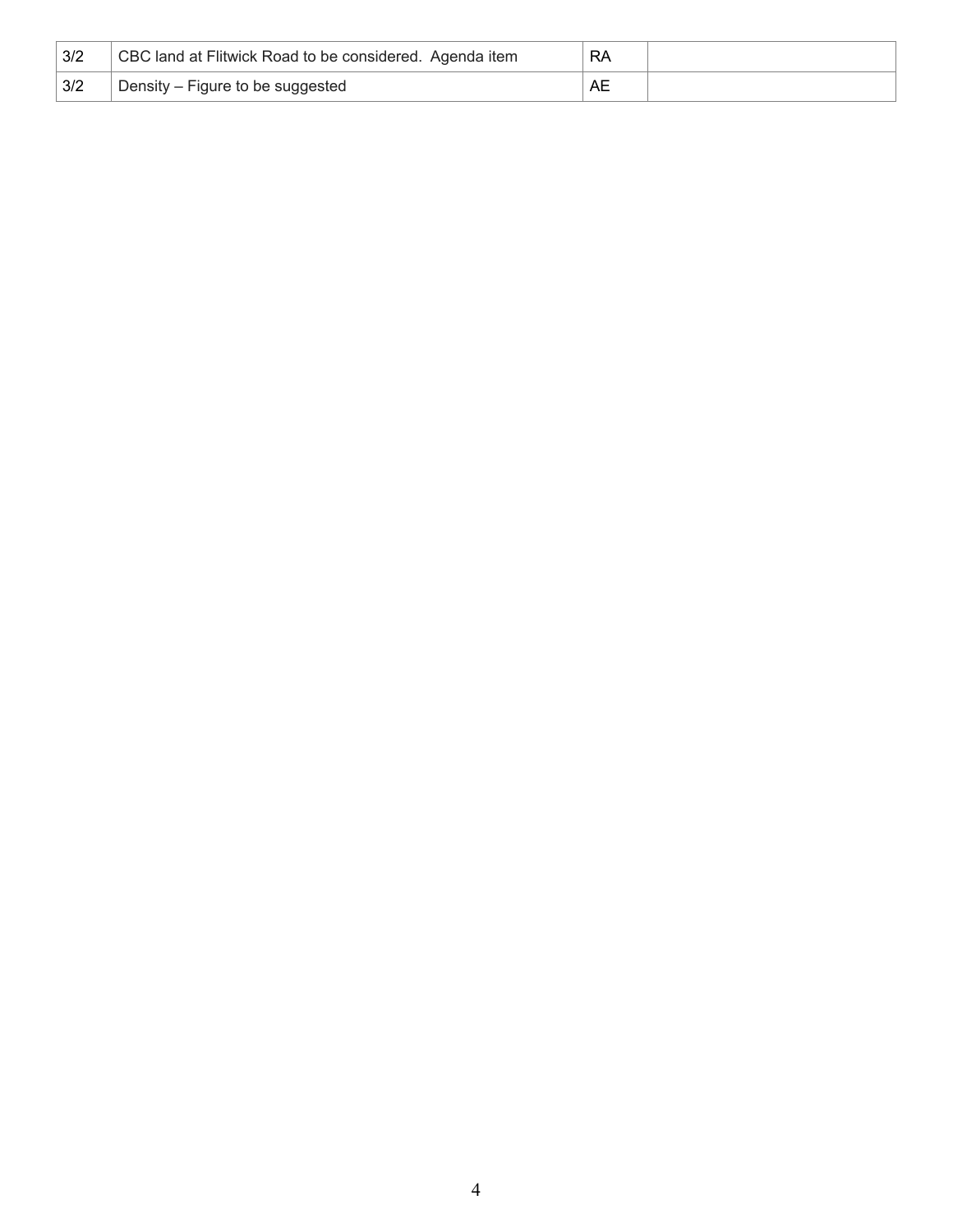| | | | |
|---|---|---|---|
| 3/2 | CBC land at Flitwick Road to be considered. Agenda item | RA | |
| 3/2 | Density – Figure to be suggested | AE | |